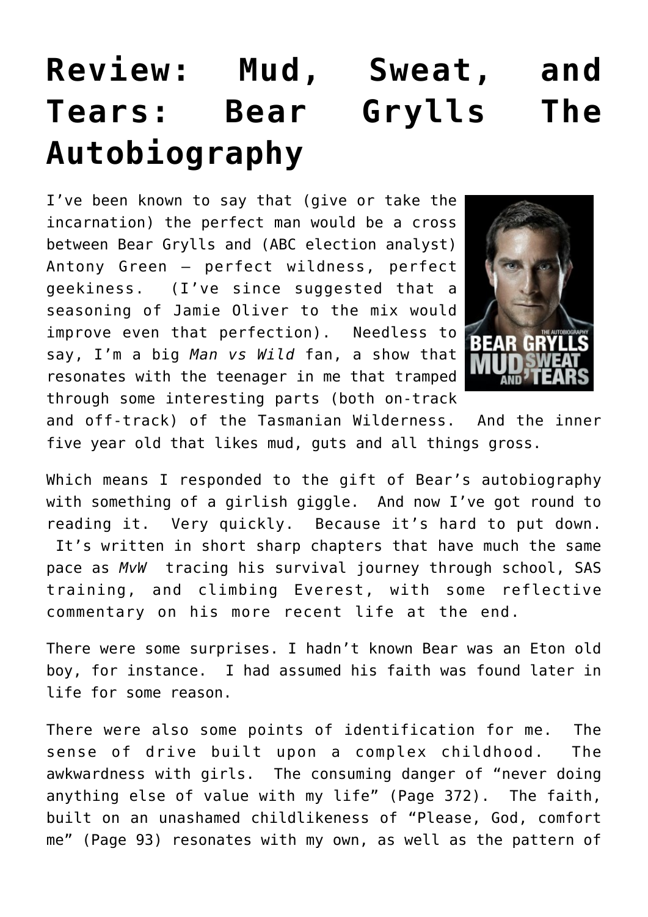# Review: Mud, Sweat, and Tears: Bear Grylls The Autobiography

I've been known to say that (give or take the incarnation) the perfect man would be a cross between Bear Grylls and (ABC election analyst) Antony Green – perfect wildness, perfect geekiness. (I've since suggested that a seasoning of Jamie Oliver to the mix would improve even that perfection). Needless to say, I'm a big *Man vs Wild* fan, a show that resonates with the teenager in me that tramped through some interesting parts (both on-track and off-track) of the Tasmanian Wilderness. And the inner five year old that likes mud, guts and all things gross.

Which means I responded to the gift of Bear's autobiography with something of a girlish giggle. And now I've got round to reading it. Very quickly. Because it's hard to put down. It's written in short sharp chapters that have much the same pace as *MvW* tracing his survival journey through school, SAS training, and climbing Everest, with some reflective commentary on his more recent life at the end.

There were some surprises. I hadn't known Bear was an Eton old boy, for instance. I had assumed his faith was found later in life for some reason.

There were also some points of identification for me. The sense of drive built upon a complex childhood. The awkwardness with girls. The consuming danger of "never doing anything else of value with my life" (Page 372). The faith, built on an unashamed childlikeness of "Please, God, comfort me" (Page 93) resonates with my own, as well as the pattern of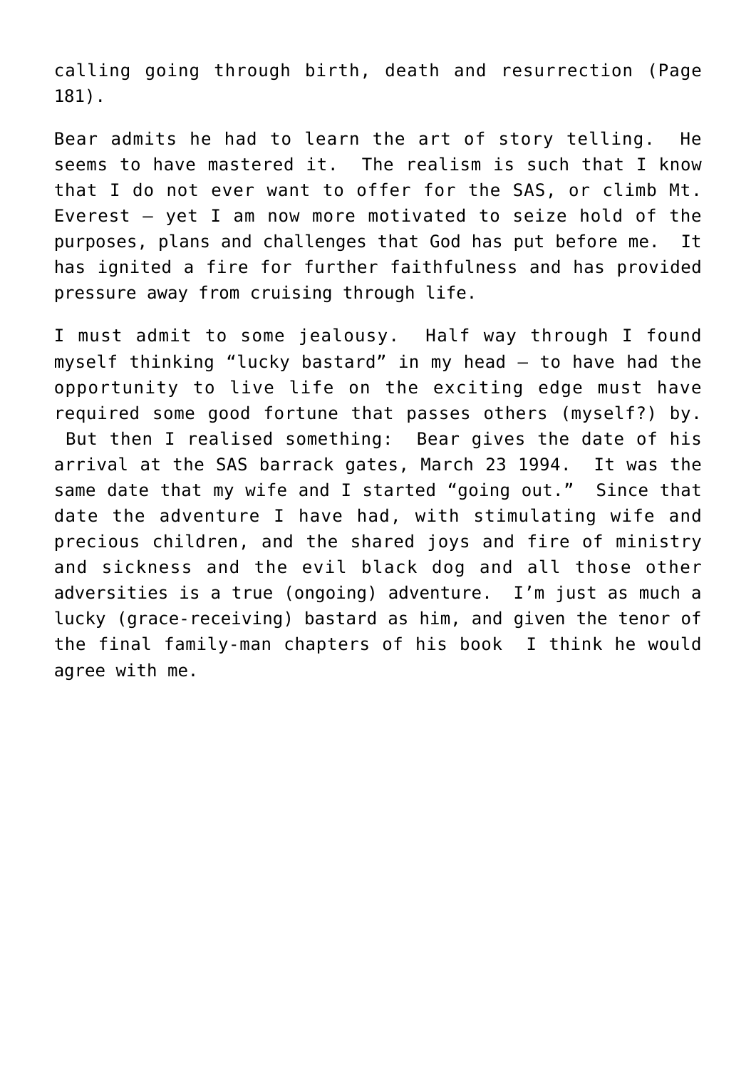calling going through birth, death and resurrection (Page 181).

Bear admits he had to learn the art of story telling. He seems to have mastered it. The realism is such that I know that I do not ever want to offer for the SAS, or climb Mt. Everest – yet I am now more motivated to seize hold of the purposes, plans and challenges that God has put before me. It has ignited a fire for further faithfulness and has provided pressure away from cruising through life.

I must admit to some jealousy. Half way through I found myself thinking "lucky bastard" in my head – to have had the opportunity to live life on the exciting edge must have required some good fortune that passes others (myself?) by. But then I realised something: Bear gives the date of his arrival at the SAS barrack gates, March 23 1994. It was the same date that my wife and I started "going out." Since that date the adventure I have had, with stimulating wife and precious children, and the shared joys and fire of ministry and sickness and the evil black dog and all those other adversities is a true (ongoing) adventure. I'm just as much a lucky (grace-receiving) bastard as him, and given the tenor of the final family-man chapters of his book I think he would agree with me.